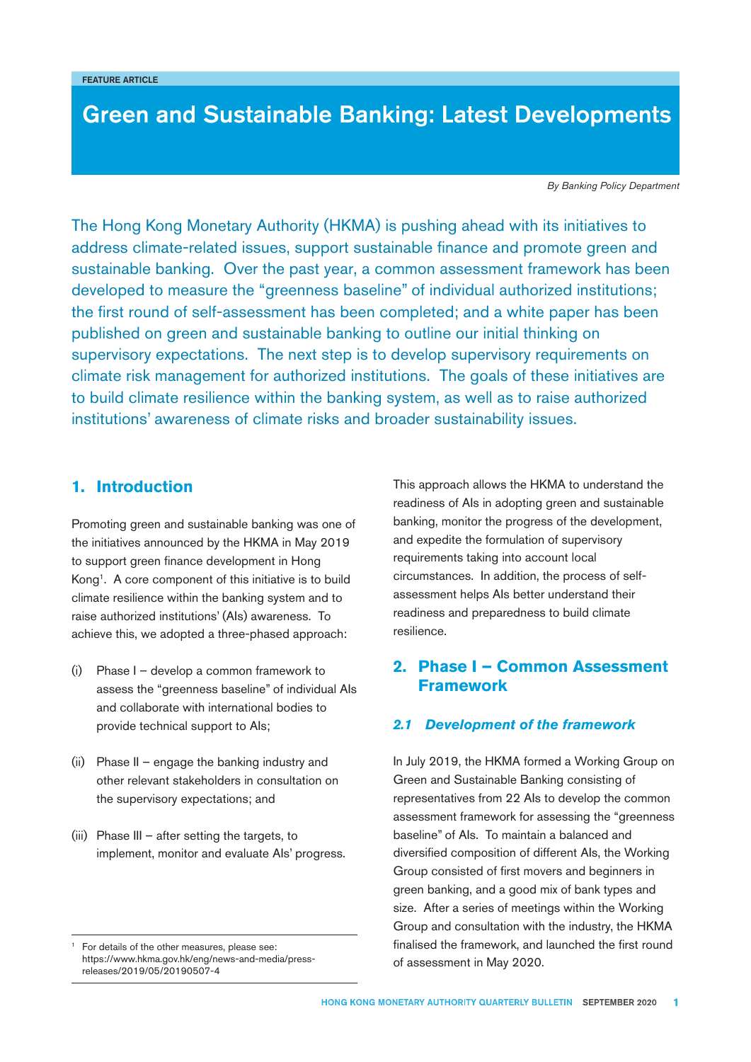FEATURE ARTICLE

# Green and Sustainable Banking: Latest Developments

*By Banking Policy Department*

The Hong Kong Monetary Authority (HKMA) is pushing ahead with its initiatives to address climate-related issues, support sustainable finance and promote green and sustainable banking. Over the past year, a common assessment framework has been developed to measure the "greenness baseline" of individual authorized institutions; the first round of self-assessment has been completed; and a white paper has been published on green and sustainable banking to outline our initial thinking on supervisory expectations. The next step is to develop supervisory requirements on climate risk management for authorized institutions. The goals of these initiatives are to build climate resilience within the banking system, as well as to raise authorized institutions' awareness of climate risks and broader sustainability issues.

## 1. Introduction

Promoting green and sustainable banking was one of the initiatives announced by the HKMA in May 2019 to support green finance development in Hong Kong[1]. A core component of this initiative is to build climate resilience within the banking system and to raise authorized institutions' (AIs) awareness. To achieve this, we adopted a three-phased approach:

(i) Phase I – develop a common framework to assess the "greenness baseline" of individual AIs and collaborate with international bodies to provide technical support to AIs;

(ii) Phase II – engage the banking industry and other relevant stakeholders in consultation on the supervisory expectations; and

(iii) Phase III – after setting the targets, to implement, monitor and evaluate AIs' progress.

This approach allows the HKMA to understand the readiness of AIs in adopting green and sustainable banking, monitor the progress of the development, and expedite the formulation of supervisory requirements taking into account local circumstances. In addition, the process of self-assessment helps AIs better understand their readiness and preparedness to build climate resilience.

## 2. Phase I – Common Assessment Framework

### *2.1 Development of the framework*

In July 2019, the HKMA formed a Working Group on Green and Sustainable Banking consisting of representatives from 22 AIs to develop the common assessment framework for assessing the "greenness baseline" of AIs. To maintain a balanced and diversified composition of different AIs, the Working Group consisted of first movers and beginners in green banking, and a good mix of bank types and size. After a series of meetings within the Working Group and consultation with the industry, the HKMA finalised the framework, and launched the first round of assessment in May 2020.

[1] For details of the other measures, please see: https://www.hkma.gov.hk/eng/news-and-media/press-releases/2019/05/20190507-4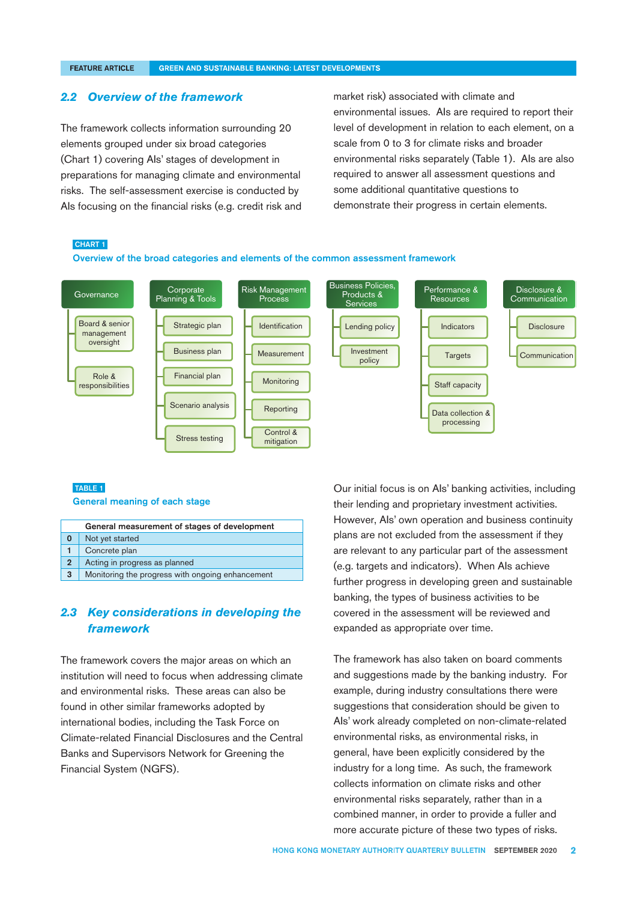## 2.2 Overview of the framework

The framework collects information surrounding 20 elements grouped under six broad categories (Chart 1) covering AIs' stages of development in preparations for managing climate and environmental risks. The self-assessment exercise is conducted by AIs focusing on the financial risks (e.g. credit risk and market risk) associated with climate and environmental issues. AIs are required to report their level of development in relation to each element, on a scale from 0 to 3 for climate risks and broader environmental risks separately (Table 1). AIs are also required to answer all assessment questions and some additional quantitative questions to demonstrate their progress in certain elements.

**CHART 1**

**Overview of the broad categories and elements of the common assessment framework**

- **Governance**
  - Board & senior management oversight
  - Role & responsibilities
- **Corporate Planning & Tools**
  - Strategic plan
  - Business plan
  - Financial plan
  - Scenario analysis
  - Stress testing
- **Risk Management Process**
  - Identification
  - Measurement
  - Monitoring
  - Reporting
  - Control & mitigation
- **Business Policies, Products & Services**
  - Lending policy
  - Investment policy
- **Performance & Resources**
  - Indicators
  - Targets
  - Staff capacity
  - Data collection & processing
- **Disclosure & Communication**
  - Disclosure
  - Communication

**TABLE 1**

**General meaning of each stage**

| | General measurement of stages of development |
|---|---|
| 0 | Not yet started |
| 1 | Concrete plan |
| 2 | Acting in progress as planned |
| 3 | Monitoring the progress with ongoing enhancement |

## 2.3 Key considerations in developing the framework

The framework covers the major areas on which an institution will need to focus when addressing climate and environmental risks. These areas can also be found in other similar frameworks adopted by international bodies, including the Task Force on Climate-related Financial Disclosures and the Central Banks and Supervisors Network for Greening the Financial System (NGFS).

Our initial focus is on AIs' banking activities, including their lending and proprietary investment activities. However, AIs' own operation and business continuity plans are not excluded from the assessment if they are relevant to any particular part of the assessment (e.g. targets and indicators). When AIs achieve further progress in developing green and sustainable banking, the types of business activities to be covered in the assessment will be reviewed and expanded as appropriate over time.

The framework has also taken on board comments and suggestions made by the banking industry. For example, during industry consultations there were suggestions that consideration should be given to AIs' work already completed on non-climate-related environmental risks, as environmental risks, in general, have been explicitly considered by the industry for a long time. As such, the framework collects information on climate risks and other environmental risks separately, rather than in a combined manner, in order to provide a fuller and more accurate picture of these two types of risks.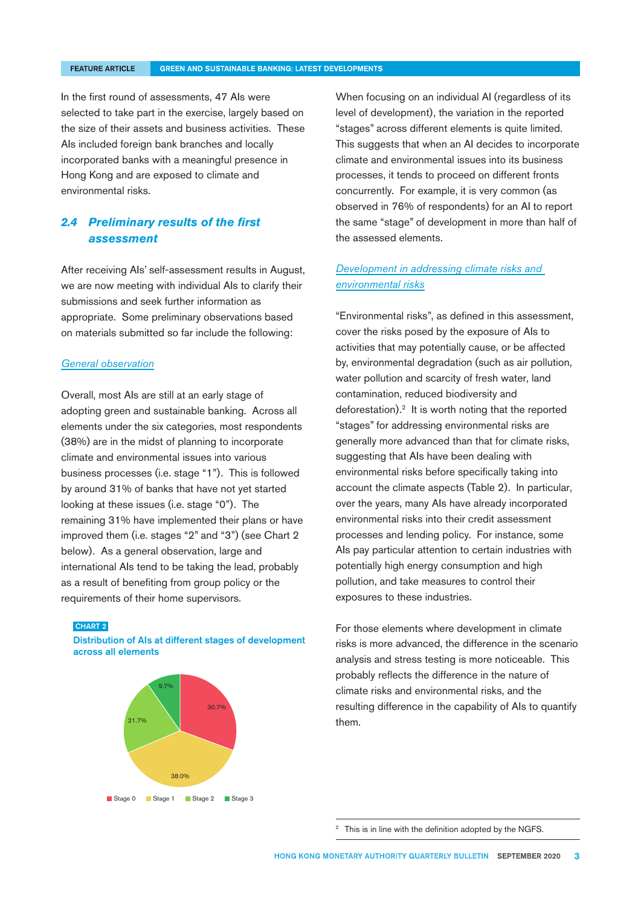In the first round of assessments, 47 AIs were selected to take part in the exercise, largely based on the size of their assets and business activities. These AIs included foreign bank branches and locally incorporated banks with a meaningful presence in Hong Kong and are exposed to climate and environmental risks.

## 2.4 Preliminary results of the first assessment

After receiving AIs' self-assessment results in August, we are now meeting with individual AIs to clarify their submissions and seek further information as appropriate. Some preliminary observations based on materials submitted so far include the following:

*General observation*

Overall, most AIs are still at an early stage of adopting green and sustainable banking. Across all elements under the six categories, most respondents (38%) are in the midst of planning to incorporate climate and environmental issues into various business processes (i.e. stage "1"). This is followed by around 31% of banks that have not yet started looking at these issues (i.e. stage "0"). The remaining 31% have implemented their plans or have improved them (i.e. stages "2" and "3") (see Chart 2 below). As a general observation, large and international AIs tend to be taking the lead, probably as a result of benefiting from group policy or the requirements of their home supervisors.

**CHART 2**

**Distribution of AIs at different stages of development across all elements**

| Stage | Share |
|---|---|
| Stage 0 | 30.7% |
| Stage 1 | 38.0% |
| Stage 2 | 21.7% |
| Stage 3 | 9.7% |

When focusing on an individual AI (regardless of its level of development), the variation in the reported "stages" across different elements is quite limited. This suggests that when an AI decides to incorporate climate and environmental issues into its business processes, it tends to proceed on different fronts concurrently. For example, it is very common (as observed in 76% of respondents) for an AI to report the same "stage" of development in more than half of the assessed elements.

*Development in addressing climate risks and environmental risks*

"Environmental risks", as defined in this assessment, cover the risks posed by the exposure of AIs to activities that may potentially cause, or be affected by, environmental degradation (such as air pollution, water pollution and scarcity of fresh water, land contamination, reduced biodiversity and deforestation).[2] It is worth noting that the reported "stages" for addressing environmental risks are generally more advanced than that for climate risks, suggesting that AIs have been dealing with environmental risks before specifically taking into account the climate aspects (Table 2). In particular, over the years, many AIs have already incorporated environmental risks into their credit assessment processes and lending policy. For instance, some AIs pay particular attention to certain industries with potentially high energy consumption and high pollution, and take measures to control their exposures to these industries.

For those elements where development in climate risks is more advanced, the difference in the scenario analysis and stress testing is more noticeable. This probably reflects the difference in the nature of climate risks and environmental risks, and the resulting difference in the capability of AIs to quantify them.

[2] This is in line with the definition adopted by the NGFS.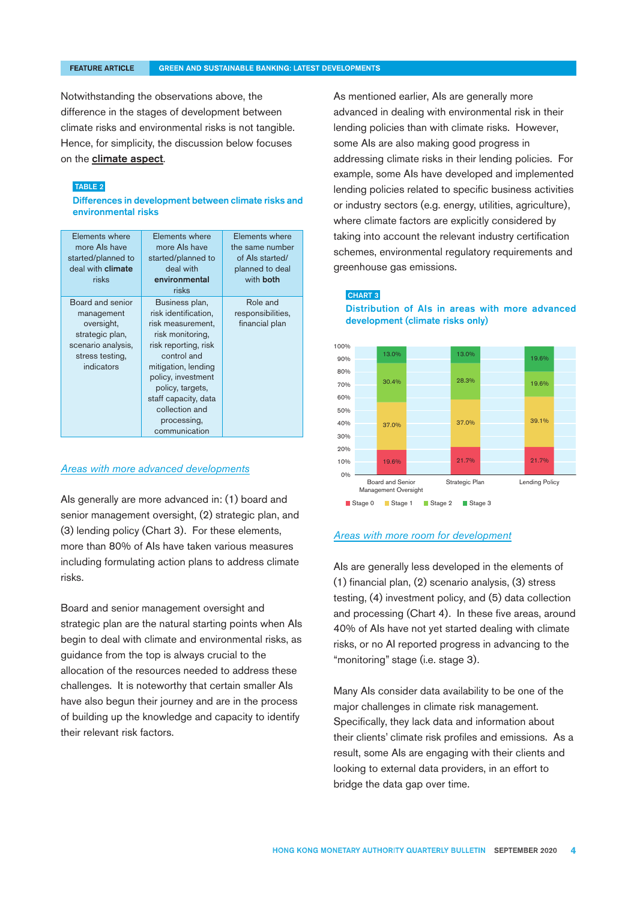Notwithstanding the observations above, the difference in the stages of development between climate risks and environmental risks is not tangible. Hence, for simplicity, the discussion below focuses on the **climate aspect**.

**TABLE 2**

**Differences in development between climate risks and environmental risks**

| Elements where more AIs have started/planned to deal with **climate** risks | Elements where more AIs have started/planned to deal with **environmental** risks | Elements where the same number of AIs started/ planned to deal with **both** |
|---|---|---|
| Board and senior management oversight, strategic plan, scenario analysis, stress testing, indicators | Business plan, risk identification, risk measurement, risk monitoring, risk reporting, risk control and mitigation, lending policy, investment policy, targets, staff capacity, data collection and processing, communication | Role and responsibilities, financial plan |

*Areas with more advanced developments*

AIs generally are more advanced in: (1) board and senior management oversight, (2) strategic plan, and (3) lending policy (Chart 3). For these elements, more than 80% of AIs have taken various measures including formulating action plans to address climate risks.

Board and senior management oversight and strategic plan are the natural starting points when AIs begin to deal with climate and environmental risks, as guidance from the top is always crucial to the allocation of the resources needed to address these challenges. It is noteworthy that certain smaller AIs have also begun their journey and are in the process of building up the knowledge and capacity to identify their relevant risk factors.

As mentioned earlier, AIs are generally more advanced in dealing with environmental risk in their lending policies than with climate risks. However, some AIs are also making good progress in addressing climate risks in their lending policies. For example, some AIs have developed and implemented lending policies related to specific business activities or industry sectors (e.g. energy, utilities, agriculture), where climate factors are explicitly considered by taking into account the relevant industry certification schemes, environmental regulatory requirements and greenhouse gas emissions.

**CHART 3**

**Distribution of AIs in areas with more advanced development (climate risks only)**

| | Stage 0 | Stage 1 | Stage 2 | Stage 3 |
|---|---|---|---|---|
| Board and Senior Management Oversight | 19.6% | 37.0% | 30.4% | 13.0% |
| Strategic Plan | 21.7% | 37.0% | 28.3% | 13.0% |
| Lending Policy | 21.7% | 39.1% | 19.6% | 19.6% |

*Areas with more room for development*

AIs are generally less developed in the elements of (1) financial plan, (2) scenario analysis, (3) stress testing, (4) investment policy, and (5) data collection and processing (Chart 4). In these five areas, around 40% of AIs have not yet started dealing with climate risks, or no AI reported progress in advancing to the "monitoring" stage (i.e. stage 3).

Many AIs consider data availability to be one of the major challenges in climate risk management. Specifically, they lack data and information about their clients' climate risk profiles and emissions. As a result, some AIs are engaging with their clients and looking to external data providers, in an effort to bridge the data gap over time.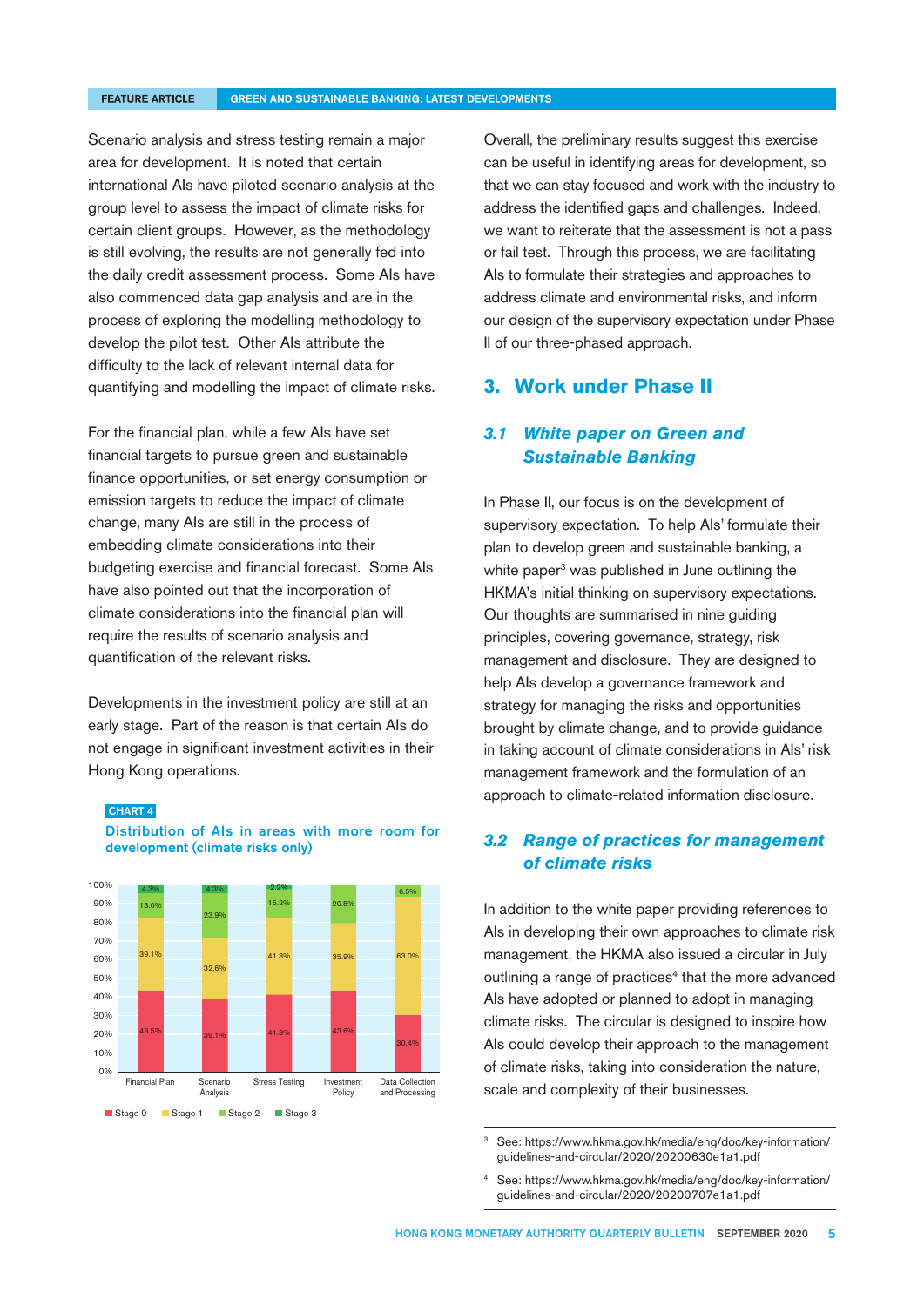Scenario analysis and stress testing remain a major area for development. It is noted that certain international AIs have piloted scenario analysis at the group level to assess the impact of climate risks for certain client groups. However, as the methodology is still evolving, the results are not generally fed into the daily credit assessment process. Some AIs have also commenced data gap analysis and are in the process of exploring the modelling methodology to develop the pilot test. Other AIs attribute the difficulty to the lack of relevant internal data for quantifying and modelling the impact of climate risks.

For the financial plan, while a few AIs have set financial targets to pursue green and sustainable finance opportunities, or set energy consumption or emission targets to reduce the impact of climate change, many AIs are still in the process of embedding climate considerations into their budgeting exercise and financial forecast. Some AIs have also pointed out that the incorporation of climate considerations into the financial plan will require the results of scenario analysis and quantification of the relevant risks.

Developments in the investment policy are still at an early stage. Part of the reason is that certain AIs do not engage in significant investment activities in their Hong Kong operations.

**CHART 4**

**Distribution of AIs in areas with more room for development (climate risks only)**

| | Financial Plan | Scenario Analysis | Stress Testing | Investment Policy | Data Collection and Processing |
|---|---|---|---|---|---|
| Stage 0 | 43.5% | 39.1% | 41.3% | 43.6% | 30.4% |
| Stage 1 | 39.1% | 32.6% | 41.3% | 35.9% | 63.0% |
| Stage 2 | 13.0% | 23.9% | 15.2% | 20.5% | 6.5% |
| Stage 3 | 4.3% | 4.3% | 2.2% | | |

Overall, the preliminary results suggest this exercise can be useful in identifying areas for development, so that we can stay focused and work with the industry to address the identified gaps and challenges. Indeed, we want to reiterate that the assessment is not a pass or fail test. Through this process, we are facilitating AIs to formulate their strategies and approaches to address climate and environmental risks, and inform our design of the supervisory expectation under Phase II of our three-phased approach.

## 3. Work under Phase II

### *3.1 White paper on Green and Sustainable Banking*

In Phase II, our focus is on the development of supervisory expectation. To help AIs' formulate their plan to develop green and sustainable banking, a white paper[3] was published in June outlining the HKMA's initial thinking on supervisory expectations. Our thoughts are summarised in nine guiding principles, covering governance, strategy, risk management and disclosure. They are designed to help AIs develop a governance framework and strategy for managing the risks and opportunities brought by climate change, and to provide guidance in taking account of climate considerations in AIs' risk management framework and the formulation of an approach to climate-related information disclosure.

### *3.2 Range of practices for management of climate risks*

In addition to the white paper providing references to AIs in developing their own approaches to climate risk management, the HKMA also issued a circular in July outlining a range of practices[4] that the more advanced AIs have adopted or planned to adopt in managing climate risks. The circular is designed to inspire how AIs could develop their approach to the management of climate risks, taking into consideration the nature, scale and complexity of their businesses.

[3] See: https://www.hkma.gov.hk/media/eng/doc/key-information/guidelines-and-circular/2020/20200630e1a1.pdf

[4] See: https://www.hkma.gov.hk/media/eng/doc/key-information/guidelines-and-circular/2020/20200707e1a1.pdf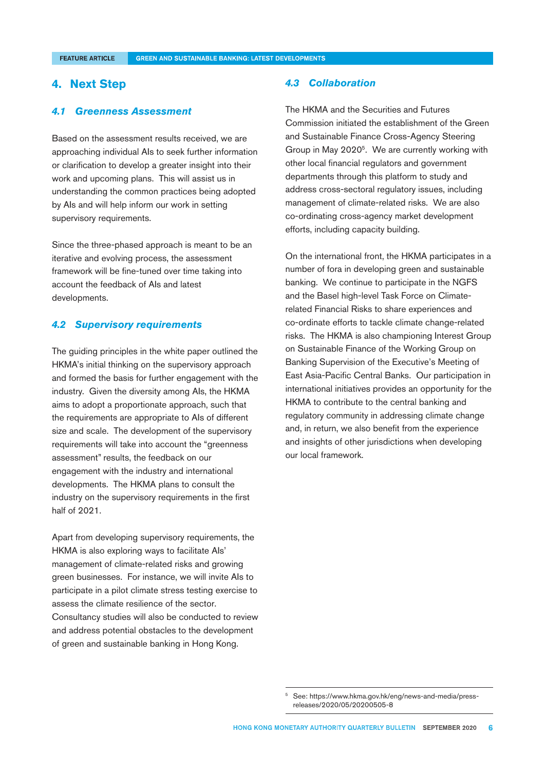## 4. Next Step

### 4.1 Greenness Assessment

Based on the assessment results received, we are approaching individual AIs to seek further information or clarification to develop a greater insight into their work and upcoming plans. This will assist us in understanding the common practices being adopted by AIs and will help inform our work in setting supervisory requirements.

Since the three-phased approach is meant to be an iterative and evolving process, the assessment framework will be fine-tuned over time taking into account the feedback of AIs and latest developments.

### 4.2 Supervisory requirements

The guiding principles in the white paper outlined the HKMA's initial thinking on the supervisory approach and formed the basis for further engagement with the industry. Given the diversity among AIs, the HKMA aims to adopt a proportionate approach, such that the requirements are appropriate to AIs of different size and scale. The development of the supervisory requirements will take into account the "greenness assessment" results, the feedback on our engagement with the industry and international developments. The HKMA plans to consult the industry on the supervisory requirements in the first half of 2021.

Apart from developing supervisory requirements, the HKMA is also exploring ways to facilitate AIs' management of climate-related risks and growing green businesses. For instance, we will invite AIs to participate in a pilot climate stress testing exercise to assess the climate resilience of the sector. Consultancy studies will also be conducted to review and address potential obstacles to the development of green and sustainable banking in Hong Kong.

### 4.3 Collaboration

The HKMA and the Securities and Futures Commission initiated the establishment of the Green and Sustainable Finance Cross-Agency Steering Group in May 2020[5]. We are currently working with other local financial regulators and government departments through this platform to study and address cross-sectoral regulatory issues, including management of climate-related risks. We are also co-ordinating cross-agency market development efforts, including capacity building.

On the international front, the HKMA participates in a number of fora in developing green and sustainable banking. We continue to participate in the NGFS and the Basel high-level Task Force on Climate-related Financial Risks to share experiences and co-ordinate efforts to tackle climate change-related risks. The HKMA is also championing Interest Group on Sustainable Finance of the Working Group on Banking Supervision of the Executive's Meeting of East Asia-Pacific Central Banks. Our participation in international initiatives provides an opportunity for the HKMA to contribute to the central banking and regulatory community in addressing climate change and, in return, we also benefit from the experience and insights of other jurisdictions when developing our local framework.

---

[5] See: https://www.hkma.gov.hk/eng/news-and-media/press-releases/2020/05/20200505-8